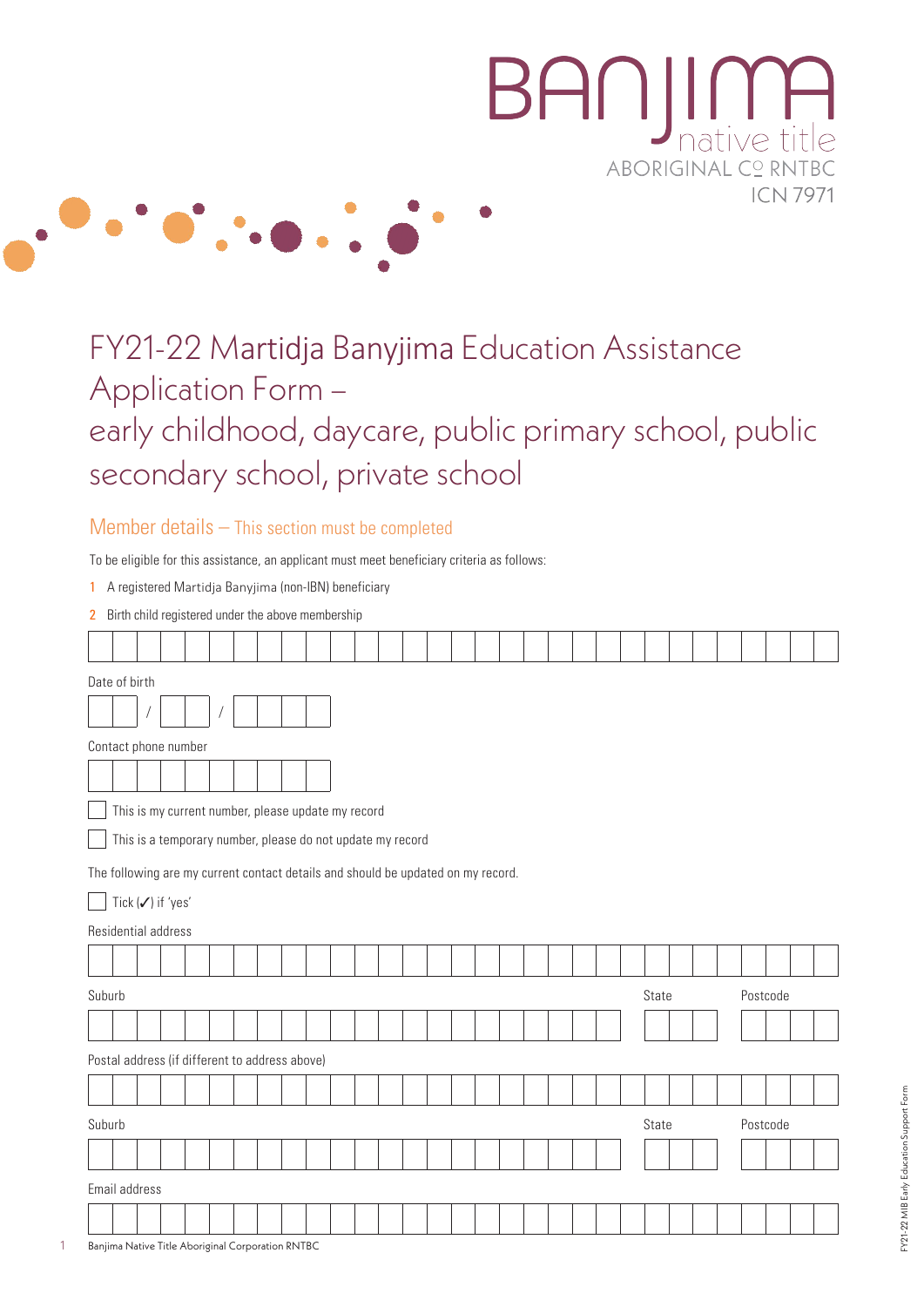BANJIMA native title
ABORIGINAL CO RNTBC
ICN 7971

# FY21-22 Martidja Banyjima Education Assistance Application Form – early childhood, daycare, public primary school, public secondary school, private school

## Member details – This section must be completed

To be eligible for this assistance, an applicant must meet beneficiary criteria as follows:

1. A registered Martidja Banyjima (non-IBN) beneficiary
2. Birth child registered under the above membership

Date of birth

__ / __ / ____

Contact phone number

☐ This is my current number, please update my record

☐ This is a temporary number, please do not update my record

The following are my current contact details and should be updated on my record.

☐ Tick (✓) if 'yes'

Residential address

Suburb | State | Postcode

Postal address (if different to address above)

Suburb | State | Postcode

Email address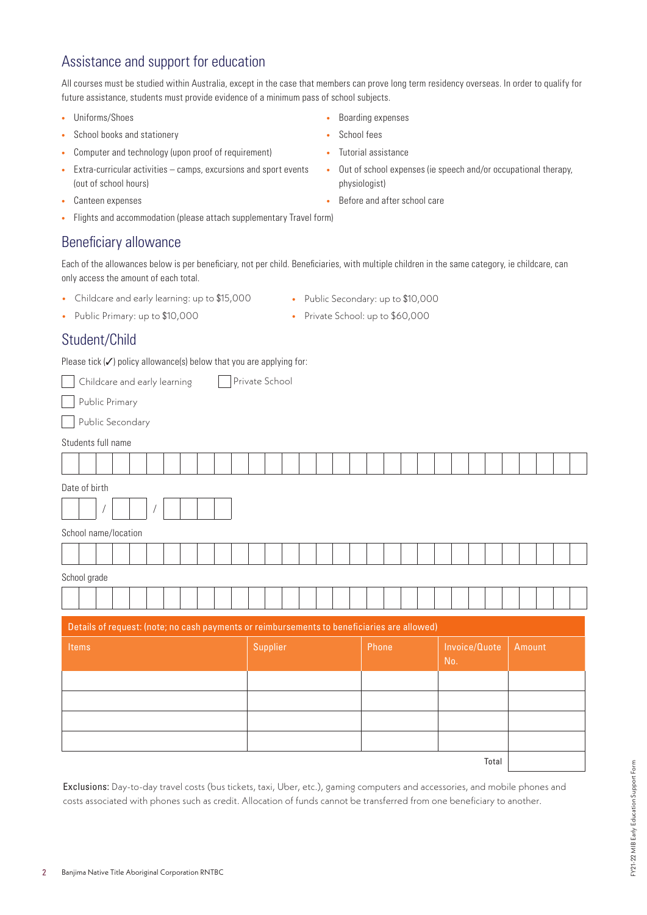## Assistance and support for education

All courses must be studied within Australia, except in the case that members can prove long term residency overseas. In order to qualify for future assistance, students must provide evidence of a minimum pass of school subjects.

- Uniforms/Shoes
- School books and stationery
- Computer and technology (upon proof of requirement)
- Extra-curricular activities – camps, excursions and sport events (out of school hours)
- Canteen expenses
- Flights and accommodation (please attach supplementary Travel form)
- Boarding expenses
- School fees
- Tutorial assistance
- Out of school expenses (ie speech and/or occupational therapy, physiologist)
- Before and after school care

## Beneficiary allowance

Each of the allowances below is per beneficiary, not per child. Beneficiaries, with multiple children in the same category, ie childcare, can only access the amount of each total.

- Childcare and early learning: up to $15,000
- Public Primary: up to $10,000
- Public Secondary: up to $10,000
- Private School: up to $60,000

## Student/Child

Please tick (✓) policy allowance(s) below that you are applying for:

- ☐ Childcare and early learning
- ☐ Private School
- ☐ Public Primary
- ☐ Public Secondary

Students full name

Date of birth

\_\_ / \_\_ / \_\_\_\_

School name/location

School grade

**Details of request: (note; no cash payments or reimbursements to beneficiaries are allowed)**

| Items | Supplier | Phone | Invoice/Quote No. | Amount |
|---|---|---|---|---|
| | | | | |
| | | | | |
| | | | | |
| | | | | |
| | | | Total | |

**Exclusions:** Day-to-day travel costs (bus tickets, taxi, Uber, etc.), gaming computers and accessories, and mobile phones and costs associated with phones such as credit. Allocation of funds cannot be transferred from one beneficiary to another.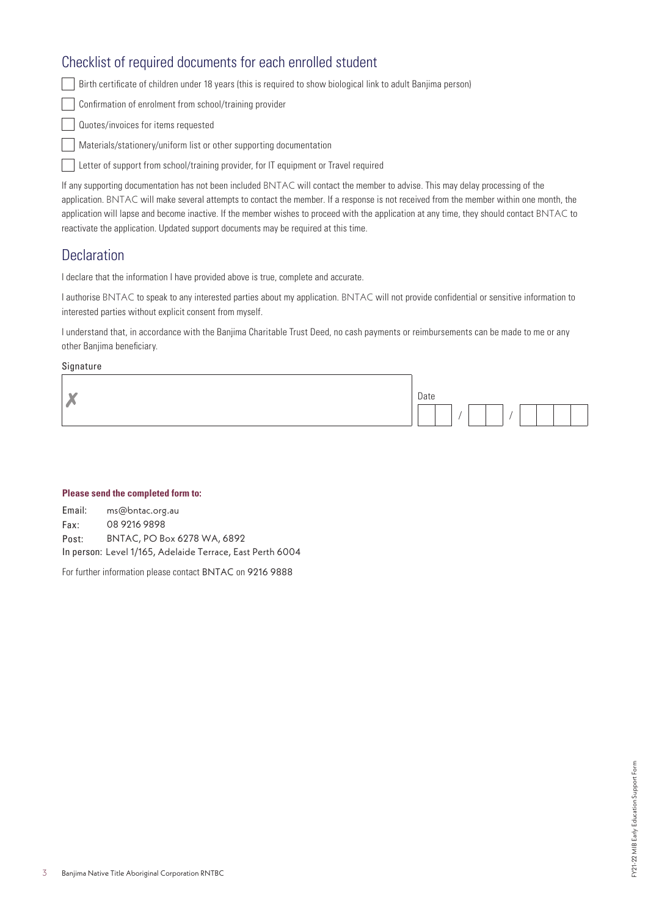## Checklist of required documents for each enrolled student

- [ ] Birth certificate of children under 18 years (this is required to show biological link to adult Banjima person)
- [ ] Confirmation of enrolment from school/training provider
- [ ] Quotes/invoices for items requested
- [ ] Materials/stationery/uniform list or other supporting documentation
- [ ] Letter of support from school/training provider, for IT equipment or Travel required

If any supporting documentation has not been included BNTAC will contact the member to advise. This may delay processing of the application. BNTAC will make several attempts to contact the member. If a response is not received from the member within one month, the application will lapse and become inactive. If the member wishes to proceed with the application at any time, they should contact BNTAC to reactivate the application. Updated support documents may be required at this time.

## Declaration

I declare that the information I have provided above is true, complete and accurate.

I authorise BNTAC to speak to any interested parties about my application. BNTAC will not provide confidential or sensitive information to interested parties without explicit consent from myself.

I understand that, in accordance with the Banjima Charitable Trust Deed, no cash payments or reimbursements can be made to me or any other Banjima beneficiary.

Signature

✗ ______________________________

Date __ __ / __ __ / __ __ __ __

**Please send the completed form to:**

Email: ms@bntac.org.au
Fax: 08 9216 9898
Post: BNTAC, PO Box 6278 WA, 6892
In person: Level 1/165, Adelaide Terrace, East Perth 6004

For further information please contact BNTAC on 9216 9888